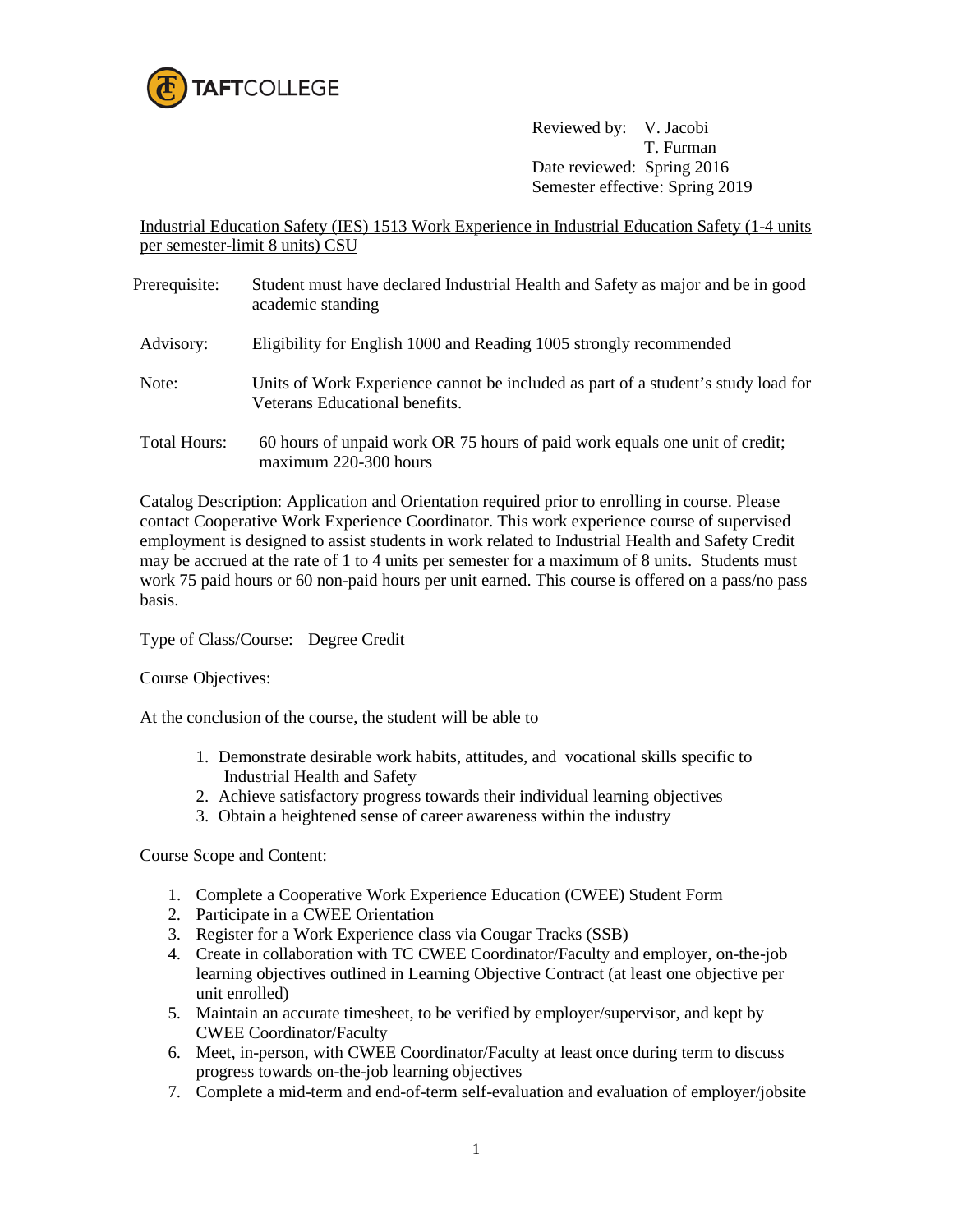TAFTCOLLEGE

Reviewed by: V. Jacobi
T. Furman
Date reviewed: Spring 2016
Semester effective: Spring 2019

Industrial Education Safety (IES) 1513 Work Experience in Industrial Education Safety (1-4 units per semester-limit 8 units) CSU

Prerequisite: Student must have declared Industrial Health and Safety as major and be in good academic standing

Advisory: Eligibility for English 1000 and Reading 1005 strongly recommended

Note: Units of Work Experience cannot be included as part of a student's study load for Veterans Educational benefits.

Total Hours: 60 hours of unpaid work OR 75 hours of paid work equals one unit of credit; maximum 220-300 hours

Catalog Description: Application and Orientation required prior to enrolling in course. Please contact Cooperative Work Experience Coordinator. This work experience course of supervised employment is designed to assist students in work related to Industrial Health and Safety Credit may be accrued at the rate of 1 to 4 units per semester for a maximum of 8 units. Students must work 75 paid hours or 60 non-paid hours per unit earned. This course is offered on a pass/no pass basis.

Type of Class/Course: Degree Credit

Course Objectives:

At the conclusion of the course, the student will be able to

1. Demonstrate desirable work habits, attitudes, and vocational skills specific to Industrial Health and Safety
2. Achieve satisfactory progress towards their individual learning objectives
3. Obtain a heightened sense of career awareness within the industry

Course Scope and Content:

1. Complete a Cooperative Work Experience Education (CWEE) Student Form
2. Participate in a CWEE Orientation
3. Register for a Work Experience class via Cougar Tracks (SSB)
4. Create in collaboration with TC CWEE Coordinator/Faculty and employer, on-the-job learning objectives outlined in Learning Objective Contract (at least one objective per unit enrolled)
5. Maintain an accurate timesheet, to be verified by employer/supervisor, and kept by CWEE Coordinator/Faculty
6. Meet, in-person, with CWEE Coordinator/Faculty at least once during term to discuss progress towards on-the-job learning objectives
7. Complete a mid-term and end-of-term self-evaluation and evaluation of employer/jobsite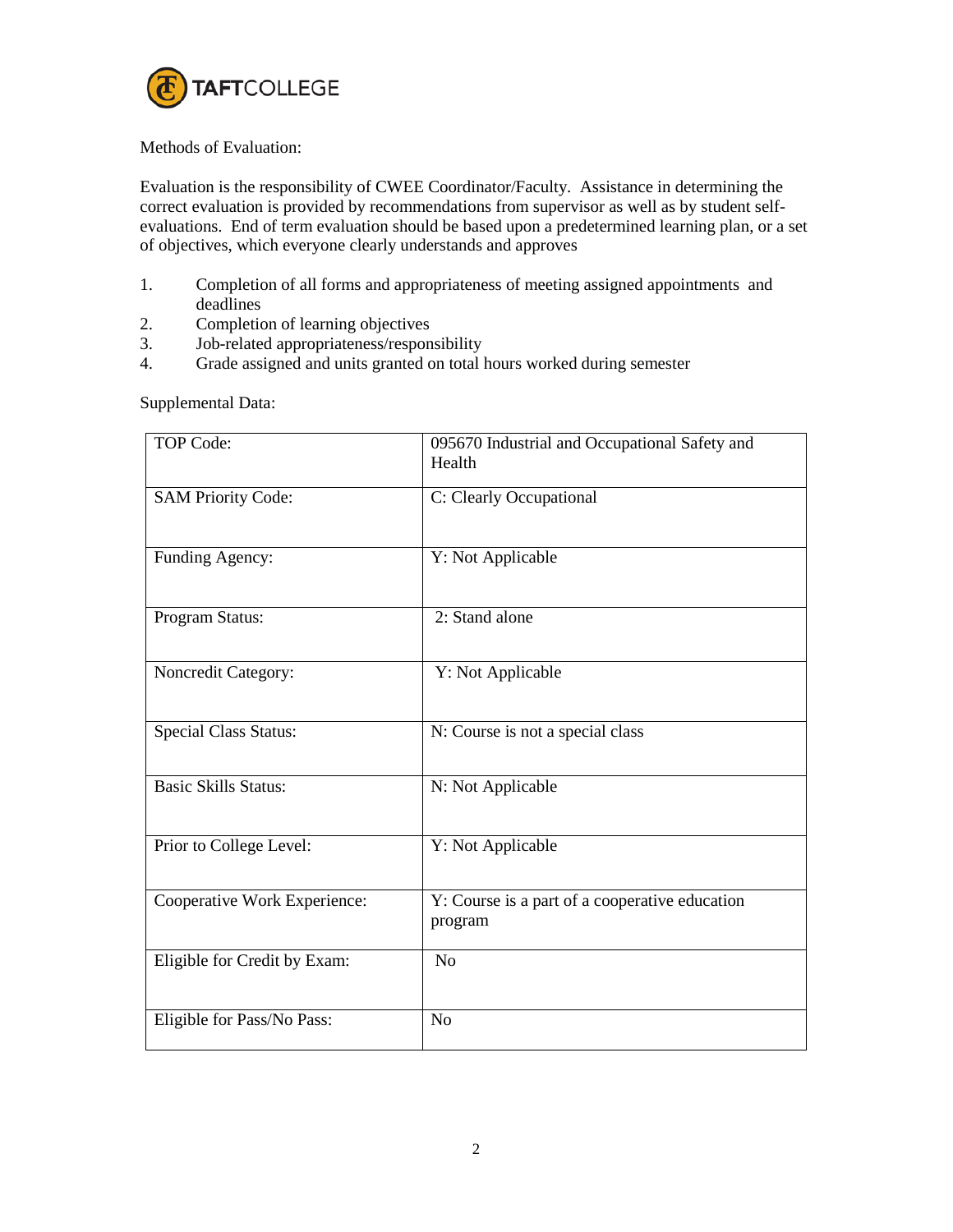Methods of Evaluation:

Evaluation is the responsibility of CWEE Coordinator/Faculty. Assistance in determining the correct evaluation is provided by recommendations from supervisor as well as by student self-evaluations. End of term evaluation should be based upon a predetermined learning plan, or a set of objectives, which everyone clearly understands and approves

1. Completion of all forms and appropriateness of meeting assigned appointments and deadlines
2. Completion of learning objectives
3. Job-related appropriateness/responsibility
4. Grade assigned and units granted on total hours worked during semester

Supplemental Data:

| | |
|---|---|
| TOP Code: | 095670 Industrial and Occupational Safety and Health |
| SAM Priority Code: | C: Clearly Occupational |
| Funding Agency: | Y: Not Applicable |
| Program Status: | 2: Stand alone |
| Noncredit Category: | Y: Not Applicable |
| Special Class Status: | N: Course is not a special class |
| Basic Skills Status: | N: Not Applicable |
| Prior to College Level: | Y: Not Applicable |
| Cooperative Work Experience: | Y: Course is a part of a cooperative education program |
| Eligible for Credit by Exam: | No |
| Eligible for Pass/No Pass: | No |